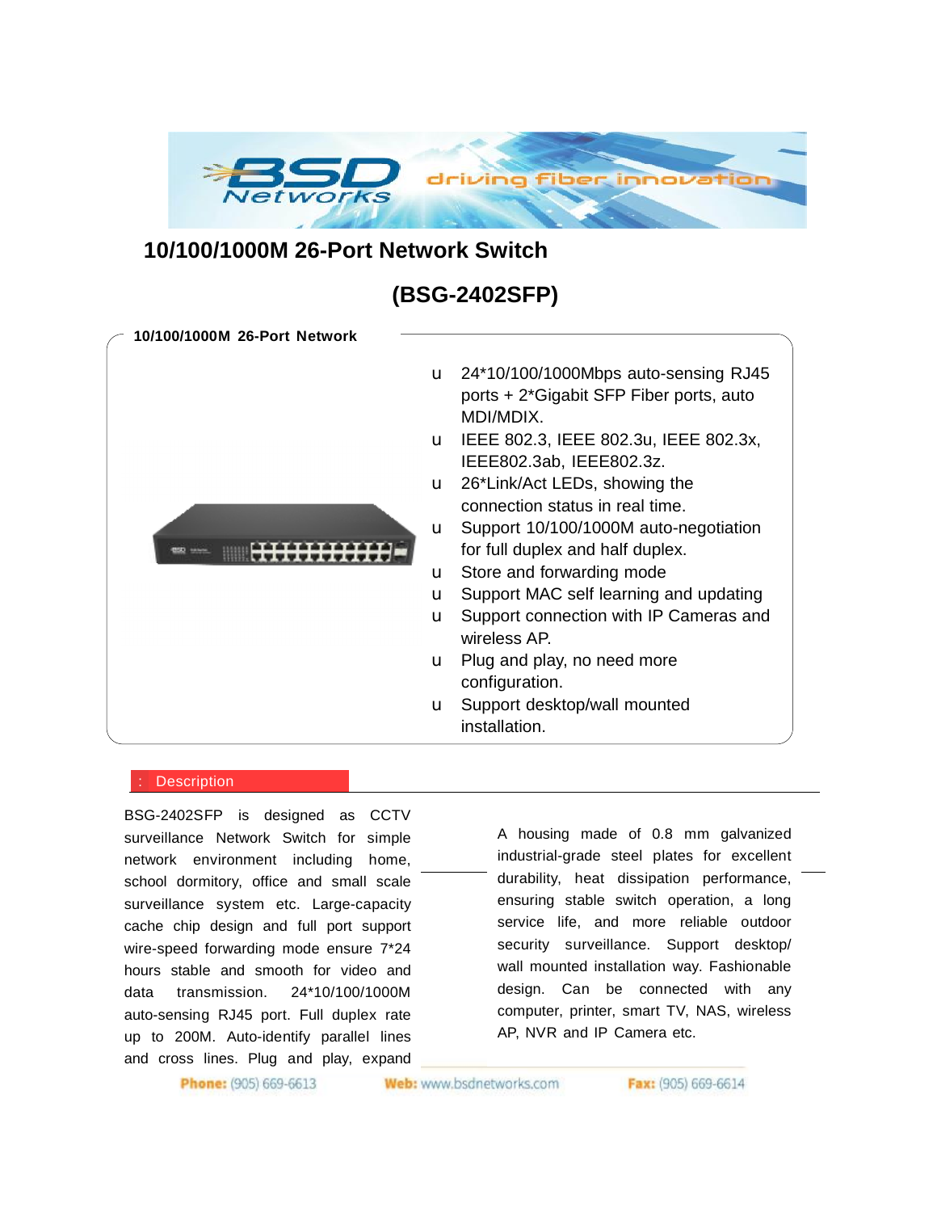# 10/100/1000M 26-Port Network Switch

## (BSG-2402SFP)

**10/100/1000M 26-Port Network**

- 24*10/100/1000Mbps auto-sensing RJ45 ports + 2*Gigabit SFP Fiber ports, auto MDI/MDIX.
- IEEE 802.3, IEEE 802.3u, IEEE 802.3x, IEEE802.3ab, IEEE802.3z.
- 26*Link/Act LEDs, showing the connection status in real time.
- Support 10/100/1000M auto-negotiation for full duplex and half duplex.
- Store and forwarding mode
- Support MAC self learning and updating
- Support connection with IP Cameras and wireless AP.
- Plug and play, no need more configuration.
- Support desktop/wall mounted installation.

## Description

BSG-2402SFP is designed as CCTV surveillance Network Switch for simple network environment including home, school dormitory, office and small scale surveillance system etc. Large-capacity cache chip design and full port support wire-speed forwarding mode ensure 7*24 hours stable and smooth for video and data transmission. 24*10/100/1000M auto-sensing RJ45 port. Full duplex rate up to 200M. Auto-identify parallel lines and cross lines. Plug and play, expand

A housing made of 0.8 mm galvanized industrial-grade steel plates for excellent durability, heat dissipation performance, ensuring stable switch operation, a long service life, and more reliable outdoor security surveillance. Support desktop/ wall mounted installation way. Fashionable design. Can be connected with any computer, printer, smart TV, NAS, wireless AP, NVR and IP Camera etc.

**Phone:** (905) 669-6613 **Web:** www.bsdnetworks.com **Fax:** (905) 669-6614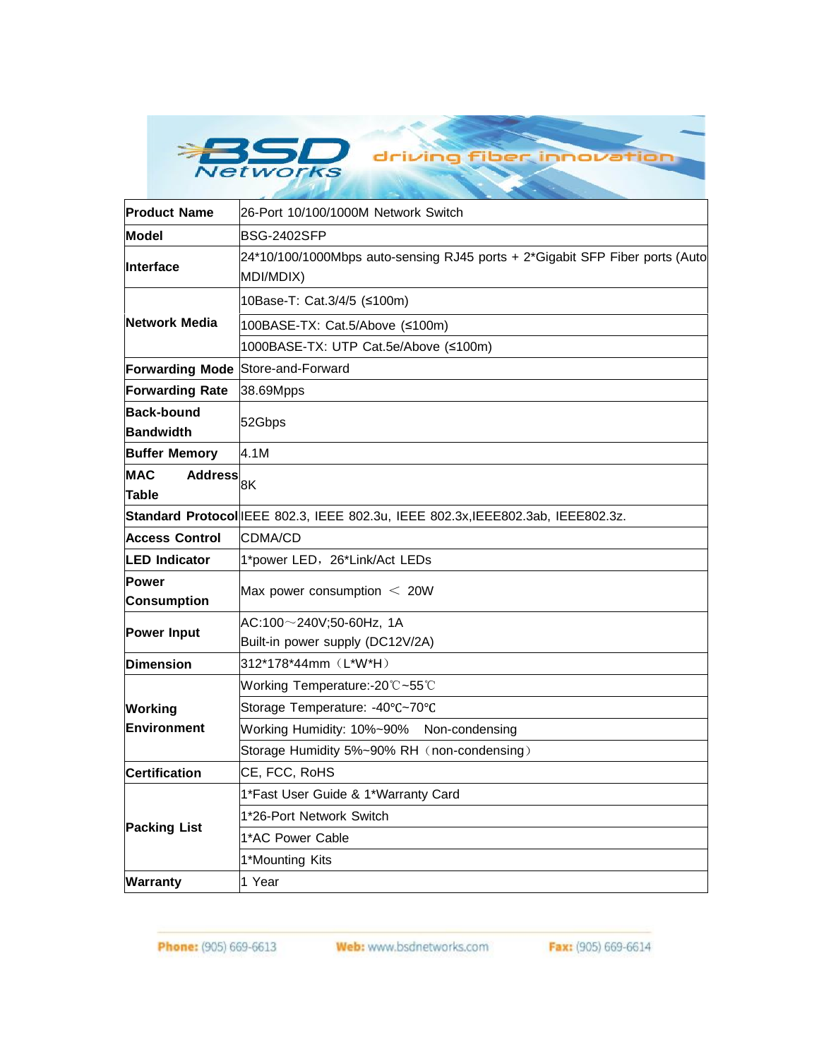| Product Name | 26-Port 10/100/1000M Network Switch |
|---|---|
| Model | BSG-2402SFP |
| Interface | 24*10/100/1000Mbps auto-sensing RJ45 ports + 2*Gigabit SFP Fiber ports (Auto MDI/MDIX) |
| Network Media | 10Base-T: Cat.3/4/5 (≤100m) |
| | 100BASE-TX: Cat.5/Above (≤100m) |
| | 1000BASE-TX: UTP Cat.5e/Above (≤100m) |
| Forwarding Mode | Store-and-Forward |
| Forwarding Rate | 38.69Mpps |
| Back-bound Bandwidth | 52Gbps |
| Buffer Memory | 4.1M |
| MAC Address Table | 8K |
| Standard Protocol | IEEE 802.3, IEEE 802.3u, IEEE 802.3x,IEEE802.3ab, IEEE802.3z. |
| Access Control | CDMA/CD |
| LED Indicator | 1*power LED，26*Link/Act LEDs |
| Power Consumption | Max power consumption ＜ 20W |
| Power Input | AC:100～240V;50-60Hz, 1A<br>Built-in power supply (DC12V/2A) |
| Dimension | 312*178*44mm（L*W*H） |
| Working Environment | Working Temperature:-20℃~55℃ |
| | Storage Temperature: -40℃~70℃ |
| | Working Humidity: 10%~90% Non-condensing |
| | Storage Humidity 5%~90% RH（non-condensing） |
| Certification | CE, FCC, RoHS |
| Packing List | 1*Fast User Guide & 1*Warranty Card |
| | 1*26-Port Network Switch |
| | 1*AC Power Cable |
| | 1*Mounting Kits |
| Warranty | 1 Year |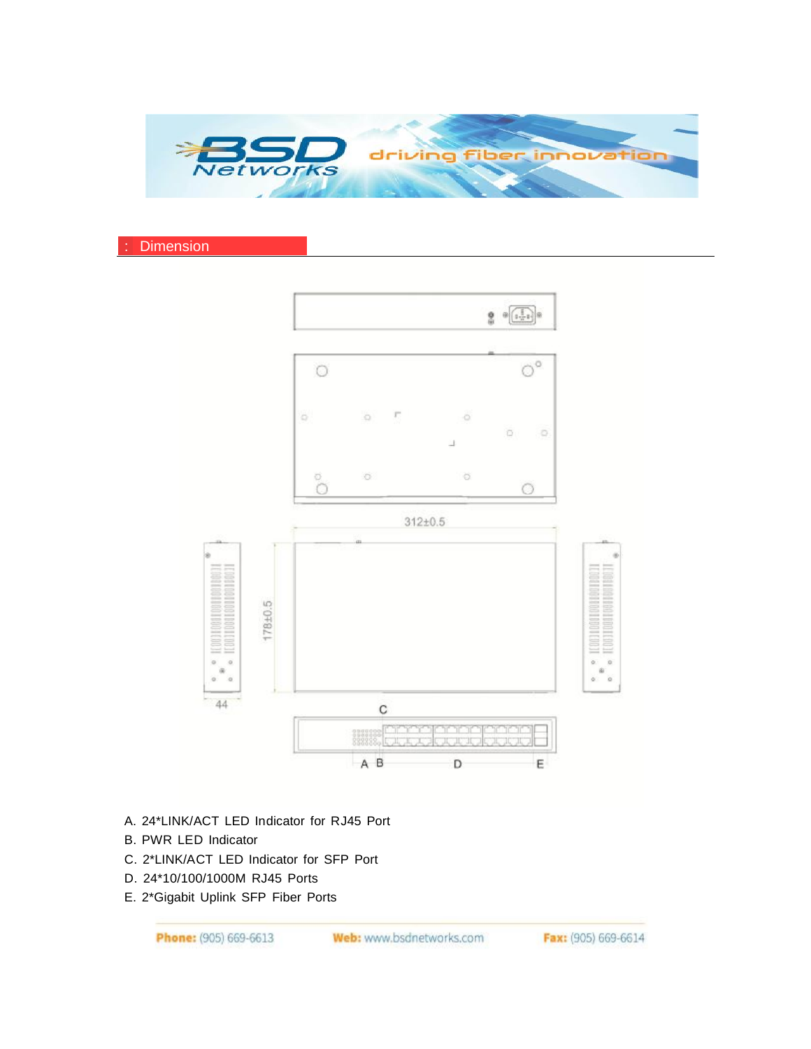## : Dimension

A. 24*LINK/ACT LED Indicator for RJ45 Port

B. PWR LED Indicator

C. 2*LINK/ACT LED Indicator for SFP Port

D. 24*10/100/1000M RJ45 Ports

E. 2*Gigabit Uplink SFP Fiber Ports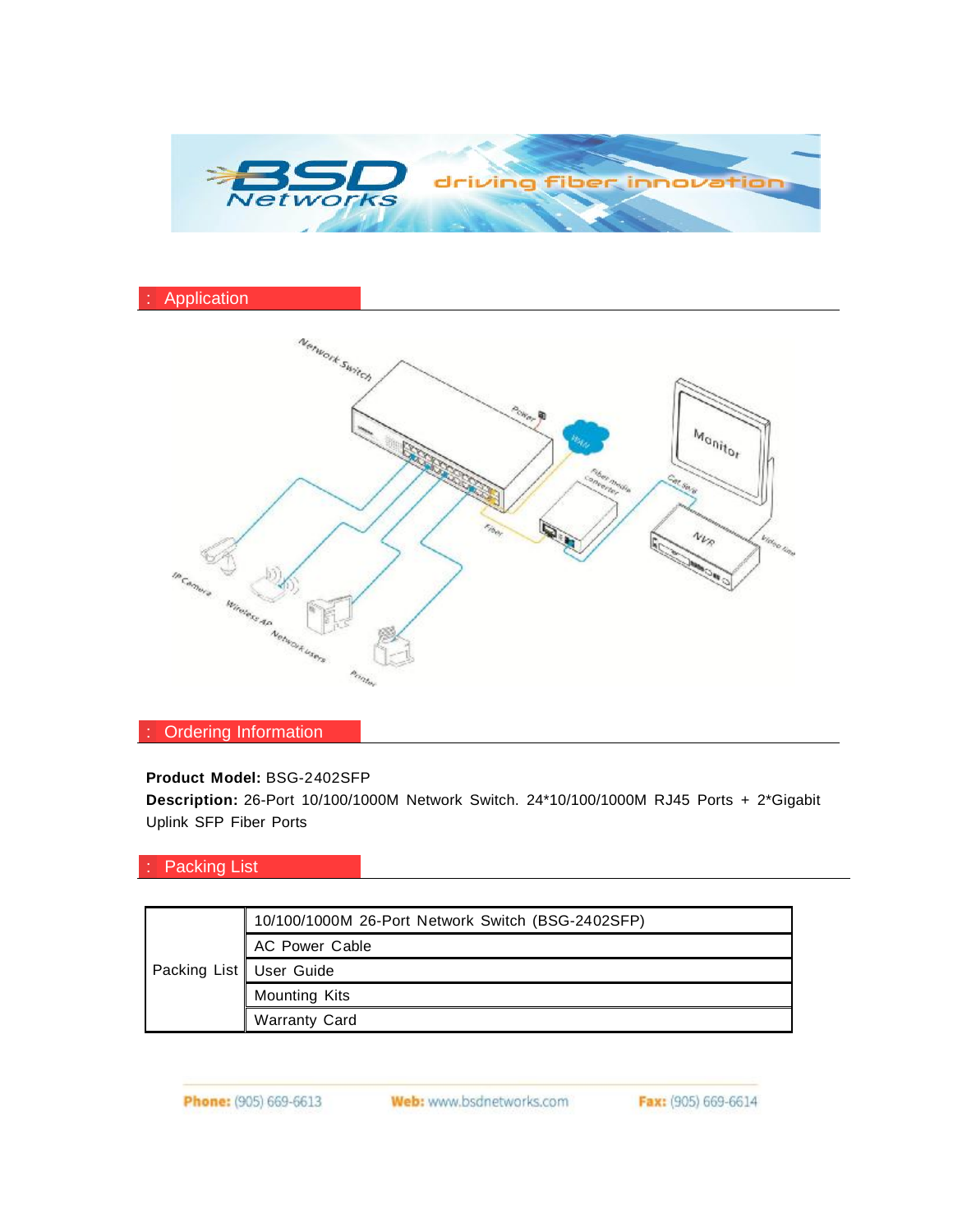## Application

## Ordering Information

**Product Model:** BSG-2402SFP

**Description:** 26-Port 10/100/1000M Network Switch. 24*10/100/1000M RJ45 Ports + 2*Gigabit Uplink SFP Fiber Ports

## Packing List

| | |
|---|---|
| Packing List | 10/100/1000M 26-Port Network Switch (BSG-2402SFP) |
| | AC Power Cable |
| | User Guide |
| | Mounting Kits |
| | Warranty Card |